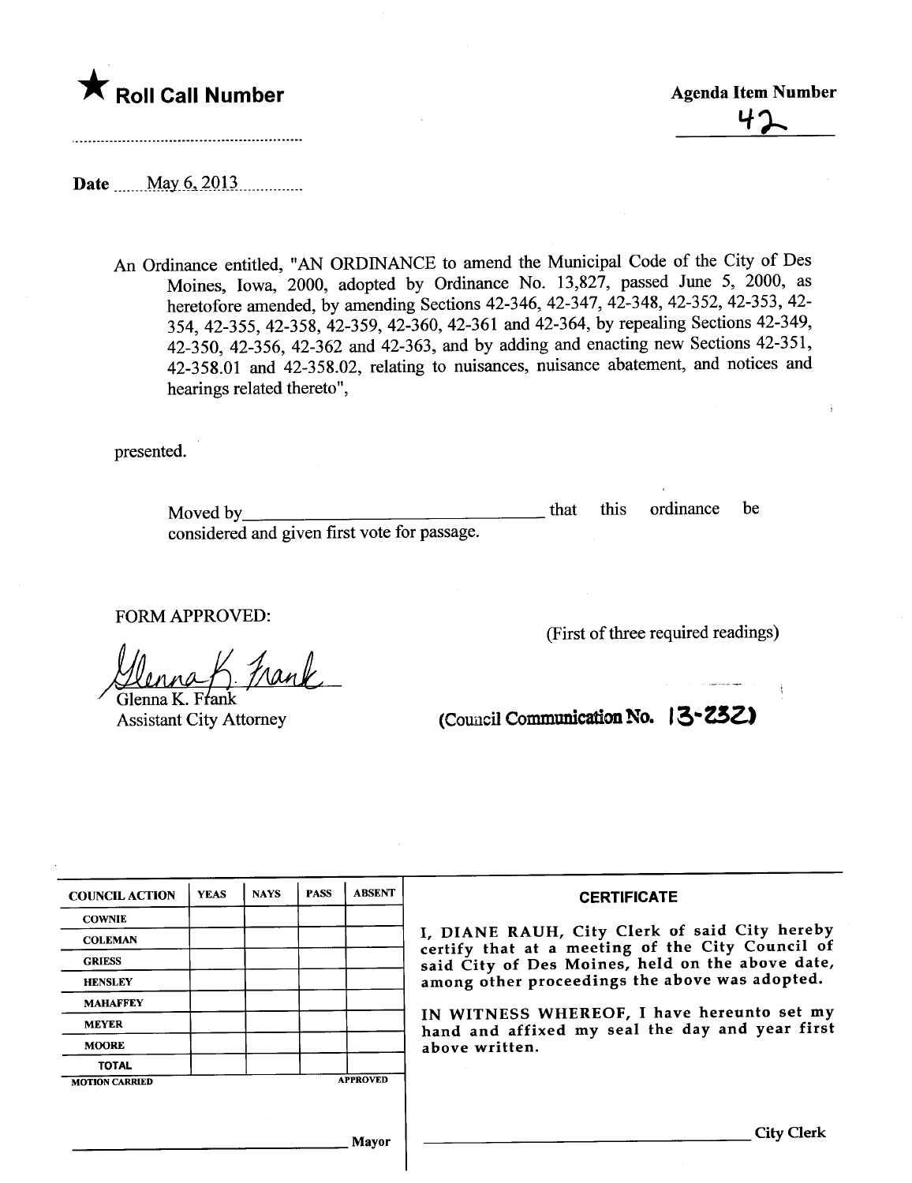★ **Roll Call Number**

**Agenda Item Number**

42

**Date** May 6, 2013

An Ordinance entitled, "AN ORDINANCE to amend the Municipal Code of the City of Des Moines, Iowa, 2000, adopted by Ordinance No. 13,827, passed June 5, 2000, as heretofore amended, by amending Sections 42-346, 42-347, 42-348, 42-352, 42-353, 42-354, 42-355, 42-358, 42-359, 42-360, 42-361 and 42-364, by repealing Sections 42-349, 42-350, 42-356, 42-362 and 42-363, and by adding and enacting new Sections 42-351, 42-358.01 and 42-358.02, relating to nuisances, nuisance abatement, and notices and hearings related thereto",

presented.

Moved by\_\_\_\_\_\_\_\_\_\_\_\_\_\_\_\_\_\_\_\_\_\_\_\_\_\_\_\_\_\_ that this ordinance be considered and given first vote for passage.

FORM APPROVED:

Glenna K. Frank
Glenna K. Frank
Assistant City Attorney

(First of three required readings)

(Council Communication No. 13-232)

| COUNCIL ACTION | YEAS | NAYS | PASS | ABSENT |
|---|---|---|---|---|
| COWNIE | | | | |
| COLEMAN | | | | |
| GRIESS | | | | |
| HENSLEY | | | | |
| MAHAFFEY | | | | |
| MEYER | | | | |
| MOORE | | | | |
| TOTAL | | | | |
| MOTION CARRIED | | | | APPROVED |

\_\_\_\_\_\_\_\_\_\_\_\_\_\_\_\_\_\_\_\_\_\_\_\_\_\_\_\_\_\_ Mayor

**CERTIFICATE**

I, DIANE RAUH, City Clerk of said City hereby certify that at a meeting of the City Council of said City of Des Moines, held on the above date, among other proceedings the above was adopted.

IN WITNESS WHEREOF, I have hereunto set my hand and affixed my seal the day and year first above written.

\_\_\_\_\_\_\_\_\_\_\_\_\_\_\_\_\_\_\_\_\_\_\_\_\_\_\_\_\_\_ City Clerk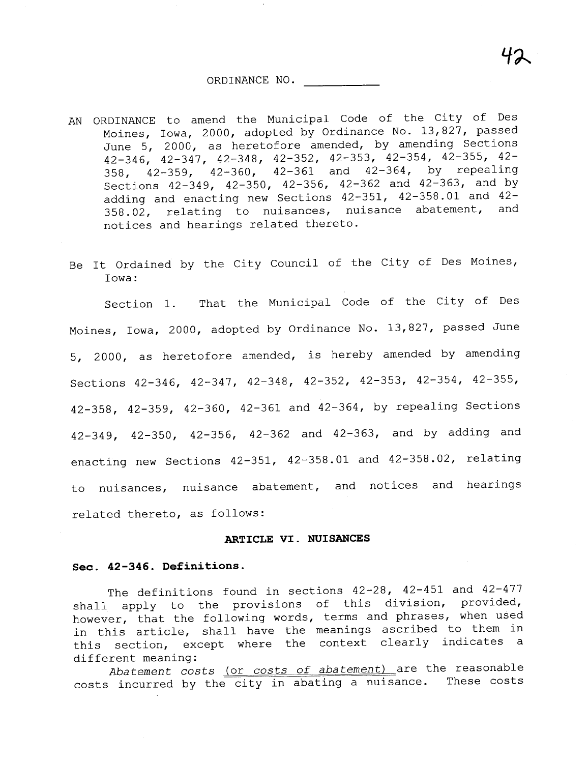ORDINANCE NO. ___________

AN ORDINANCE to amend the Municipal Code of the City of Des Moines, Iowa, 2000, adopted by Ordinance No. 13,827, passed June 5, 2000, as heretofore amended, by amending Sections 42-346, 42-347, 42-348, 42-352, 42-353, 42-354, 42-355, 42-358, 42-359, 42-360, 42-361 and 42-364, by repealing Sections 42-349, 42-350, 42-356, 42-362 and 42-363, and by adding and enacting new Sections 42-351, 42-358.01 and 42-358.02, relating to nuisances, nuisance abatement, and notices and hearings related thereto.

Be It Ordained by the City Council of the City of Des Moines, Iowa:

Section 1. That the Municipal Code of the City of Des Moines, Iowa, 2000, adopted by Ordinance No. 13,827, passed June 5, 2000, as heretofore amended, is hereby amended by amending Sections 42-346, 42-347, 42-348, 42-352, 42-353, 42-354, 42-355, 42-358, 42-359, 42-360, 42-361 and 42-364, by repealing Sections 42-349, 42-350, 42-356, 42-362 and 42-363, and by adding and enacting new Sections 42-351, 42-358.01 and 42-358.02, relating to nuisances, nuisance abatement, and notices and hearings related thereto, as follows:

**ARTICLE VI. NUISANCES**

**Sec. 42-346. Definitions.**

The definitions found in sections 42-28, 42-451 and 42-477 shall apply to the provisions of this division, provided, however, that the following words, terms and phrases, when used in this article, shall have the meanings ascribed to them in this section, except where the context clearly indicates a different meaning:

*Abatement costs* (or *costs of abatement*) are the reasonable costs incurred by the city in abating a nuisance. These costs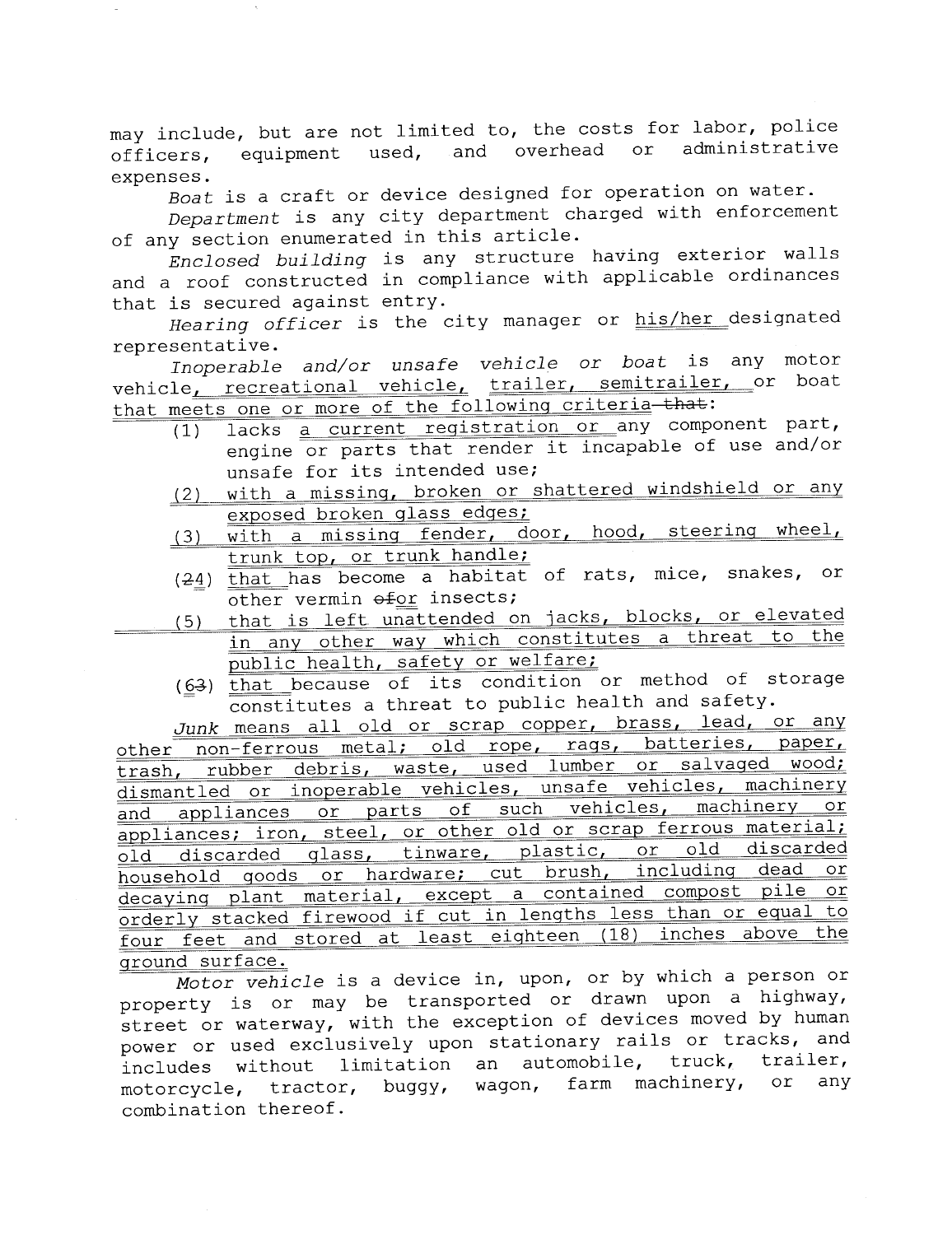may include, but are not limited to, the costs for labor, police officers, equipment used, and overhead or administrative expenses.

*Boat* is a craft or device designed for operation on water.

*Department* is any city department charged with enforcement of any section enumerated in this article.

*Enclosed building* is any structure having exterior walls and a roof constructed in compliance with applicable ordinances that is secured against entry.

*Hearing officer* is the city manager or his/her designated representative.

*Inoperable and/or unsafe vehicle or boat* is any motor vehicle, recreational vehicle, trailer, semitrailer, or boat that meets one or more of the following criteria ~~that~~:

(1) lacks a current registration or any component part, engine or parts that render it incapable of use and/or unsafe for its intended use;

(2) with a missing, broken or shattered windshield or any exposed broken glass edges;

(3) with a missing fender, door, hood, steering wheel, trunk top, or trunk handle;

(~~2~~4) that has become a habitat of rats, mice, snakes, or other vermin ~~of~~or insects;

(5) that is left unattended on jacks, blocks, or elevated in any other way which constitutes a threat to the public health, safety or welfare;

(6~~3~~) that because of its condition or method of storage constitutes a threat to public health and safety.

*Junk* means all old or scrap copper, brass, lead, or any other non-ferrous metal; old rope, rags, batteries, paper, trash, rubber debris, waste, used lumber or salvaged wood; dismantled or inoperable vehicles, unsafe vehicles, machinery and appliances or parts of such vehicles, machinery or appliances; iron, steel, or other old or scrap ferrous material; old discarded glass, tinware, plastic, or old discarded household goods or hardware; cut brush, including dead or decaying plant material, except a contained compost pile or orderly stacked firewood if cut in lengths less than or equal to four feet and stored at least eighteen (18) inches above the ground surface.

*Motor vehicle* is a device in, upon, or by which a person or property is or may be transported or drawn upon a highway, street or waterway, with the exception of devices moved by human power or used exclusively upon stationary rails or tracks, and includes without limitation an automobile, truck, trailer, motorcycle, tractor, buggy, wagon, farm machinery, or any combination thereof.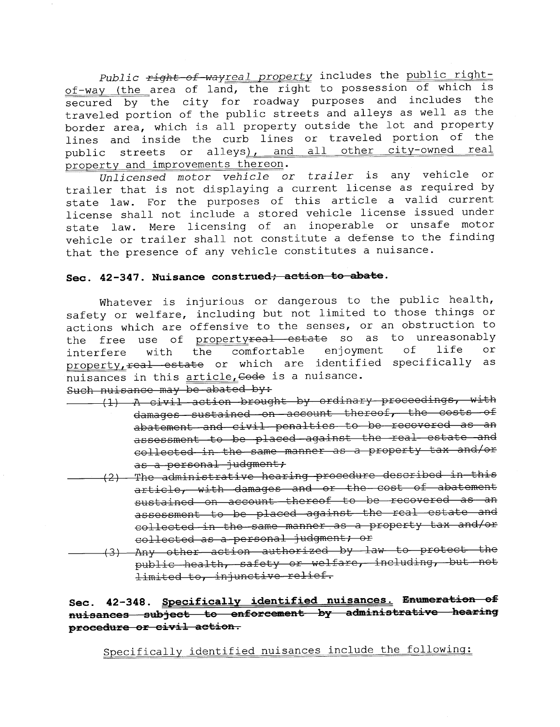*Public* ~~*right-of-way*~~*real property* includes the public right-of-way (the area of land, the right to possession of which is secured by the city for roadway purposes and includes the traveled portion of the public streets and alleys as well as the border area, which is all property outside the lot and property lines and inside the curb lines or traveled portion of the public streets or alleys), and all other city-owned real property and improvements thereon.

*Unlicensed motor vehicle or trailer* is any vehicle or trailer that is not displaying a current license as required by state law. For the purposes of this article a valid current license shall not include a stored vehicle license issued under state law. Mere licensing of an inoperable or unsafe motor vehicle or trailer shall not constitute a defense to the finding that the presence of any vehicle constitutes a nuisance.

### Sec. 42-347. Nuisance construed~~; action to abate~~.

Whatever is injurious or dangerous to the public health, safety or welfare, including but not limited to those things or actions which are offensive to the senses, or an obstruction to the free use of property~~real estate~~ so as to unreasonably interfere with the comfortable enjoyment of life or property,~~real estate~~ or which are identified specifically as nuisances in this article,~~Code~~ is a nuisance.

~~Such nuisance may be abated by:~~

~~(1) A civil action brought by ordinary proceedings, with damages sustained on account thereof, the costs of abatement and civil penalties to be recovered as an assessment to be placed against the real estate and collected in the same manner as a property tax and/or as a personal judgment;~~

~~(2) The administrative hearing procedure described in this article, with damages and or the cost of abatement sustained on account thereof to be recovered as an assessment to be placed against the real estate and collected in the same manner as a property tax and/or collected as a personal judgment; or~~

~~(3) Any other action authorized by law to protect the public health, safety or welfare, including, but not limited to, injunctive relief.~~

### Sec. 42-348. Specifically identified nuisances. ~~Enumeration of nuisances subject to enforcement by administrative hearing procedure or civil action.~~

Specifically identified nuisances include the following: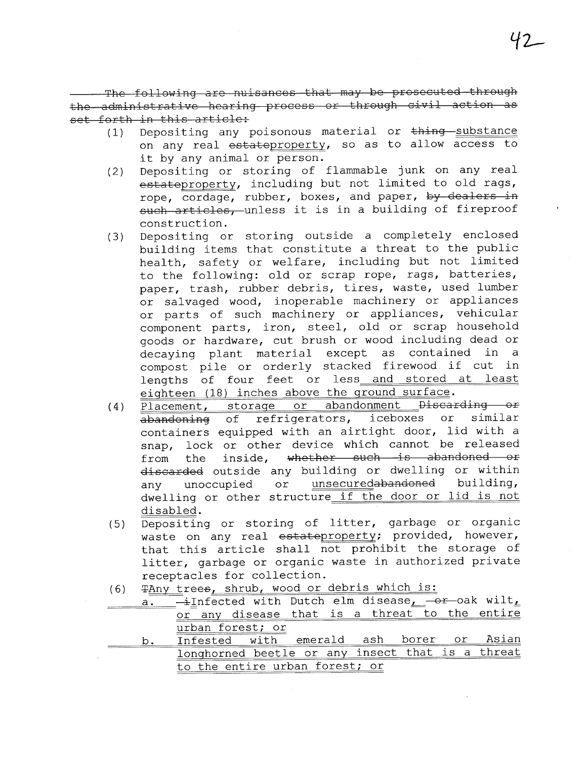~~The following are nuisances that may be prosecuted through the administrative hearing process or through civil action as set forth in this article:~~

(1) Depositing any poisonous material or ~~thing~~ substance on any real ~~estate~~property, so as to allow access to it by any animal or person.

(2) Depositing or storing of flammable junk on any real ~~estate~~property, including but not limited to old rags, rope, cordage, rubber, boxes, and paper, ~~by dealers in such articles,~~ unless it is in a building of fireproof construction.

(3) Depositing or storing outside a completely enclosed building items that constitute a threat to the public health, safety or welfare, including but not limited to the following: old or scrap rope, rags, batteries, paper, trash, rubber debris, tires, waste, used lumber or salvaged wood, inoperable machinery or appliances or parts of such machinery or appliances, vehicular component parts, iron, steel, old or scrap household goods or hardware, cut brush or wood including dead or decaying plant material except as contained in a compost pile or orderly stacked firewood if cut in lengths of four feet or less <u>and stored at least eighteen (18) inches above the ground surface</u>.

(4) <u>Placement, storage or abandonment</u> ~~Discarding or abandoning~~ of refrigerators, iceboxes or similar containers equipped with an airtight door, lid with a snap, lock or other device which cannot be released from the inside, ~~whether such is abandoned or discarded~~ outside any building or dwelling or within any unoccupied or <u>unsecured</u>~~abandoned~~ building, dwelling or other structure <u>if the door or lid is not disabled</u>.

(5) Depositing or storing of litter, garbage or organic waste on any real ~~estate~~property; provided, however, that this article shall not prohibit the storage of litter, garbage or organic waste in authorized private receptacles for collection.

(6) ~~T~~<u>Any</u> tree~~s~~<u>, shrub, wood or debris which is:</u>

<u>a.</u> ~~i~~<u>I</u>nfected with Dutch elm disease<u>,</u> ~~or~~ oak wilt<u>, or any disease that is a threat to the entire urban forest; or</u>

<u>b. Infested with emerald ash borer or Asian longhorned beetle or any insect that is a threat to the entire urban forest; or</u>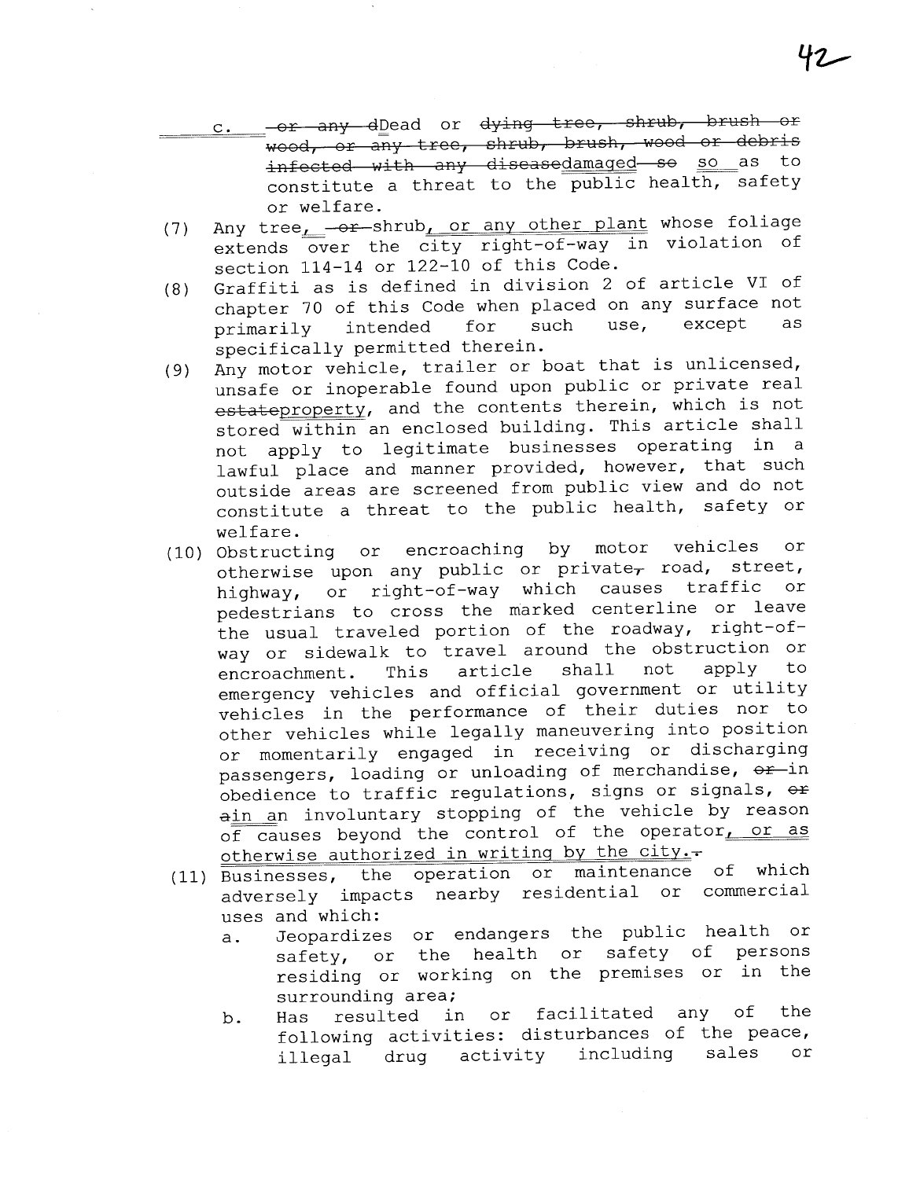c. ~~or any d~~Dead or ~~dying tree, shrub, brush or wood, or any tree, shrub, brush, wood or debris infected with any disease~~damaged ~~so~~ so as to constitute a threat to the public health, safety or welfare.

(7) Any tree, ~~or~~ shrub, or any other plant whose foliage extends over the city right-of-way in violation of section 114-14 or 122-10 of this Code.

(8) Graffiti as is defined in division 2 of article VI of chapter 70 of this Code when placed on any surface not primarily intended for such use, except as specifically permitted therein.

(9) Any motor vehicle, trailer or boat that is unlicensed, unsafe or inoperable found upon public or private real ~~estate~~property, and the contents therein, which is not stored within an enclosed building. This article shall not apply to legitimate businesses operating in a lawful place and manner provided, however, that such outside areas are screened from public view and do not constitute a threat to the public health, safety or welfare.

(10) Obstructing or encroaching by motor vehicles or otherwise upon any public or private~~,~~ road, street, highway, or right-of-way which causes traffic or pedestrians to cross the marked centerline or leave the usual traveled portion of the roadway, right-of-way or sidewalk to travel around the obstruction or encroachment. This article shall not apply to emergency vehicles and official government or utility vehicles in the performance of their duties nor to other vehicles while legally maneuvering into position or momentarily engaged in receiving or discharging passengers, loading or unloading of merchandise, ~~or~~ in obedience to traffic regulations, signs or signals, ~~or a~~in an involuntary stopping of the vehicle by reason of causes beyond the control of the operator, or as otherwise authorized in writing by the city.~~.~~

(11) Businesses, the operation or maintenance of which adversely impacts nearby residential or commercial uses and which:

a. Jeopardizes or endangers the public health or safety, or the health or safety of persons residing or working on the premises or in the surrounding area;

b. Has resulted in or facilitated any of the following activities: disturbances of the peace, illegal drug activity including sales or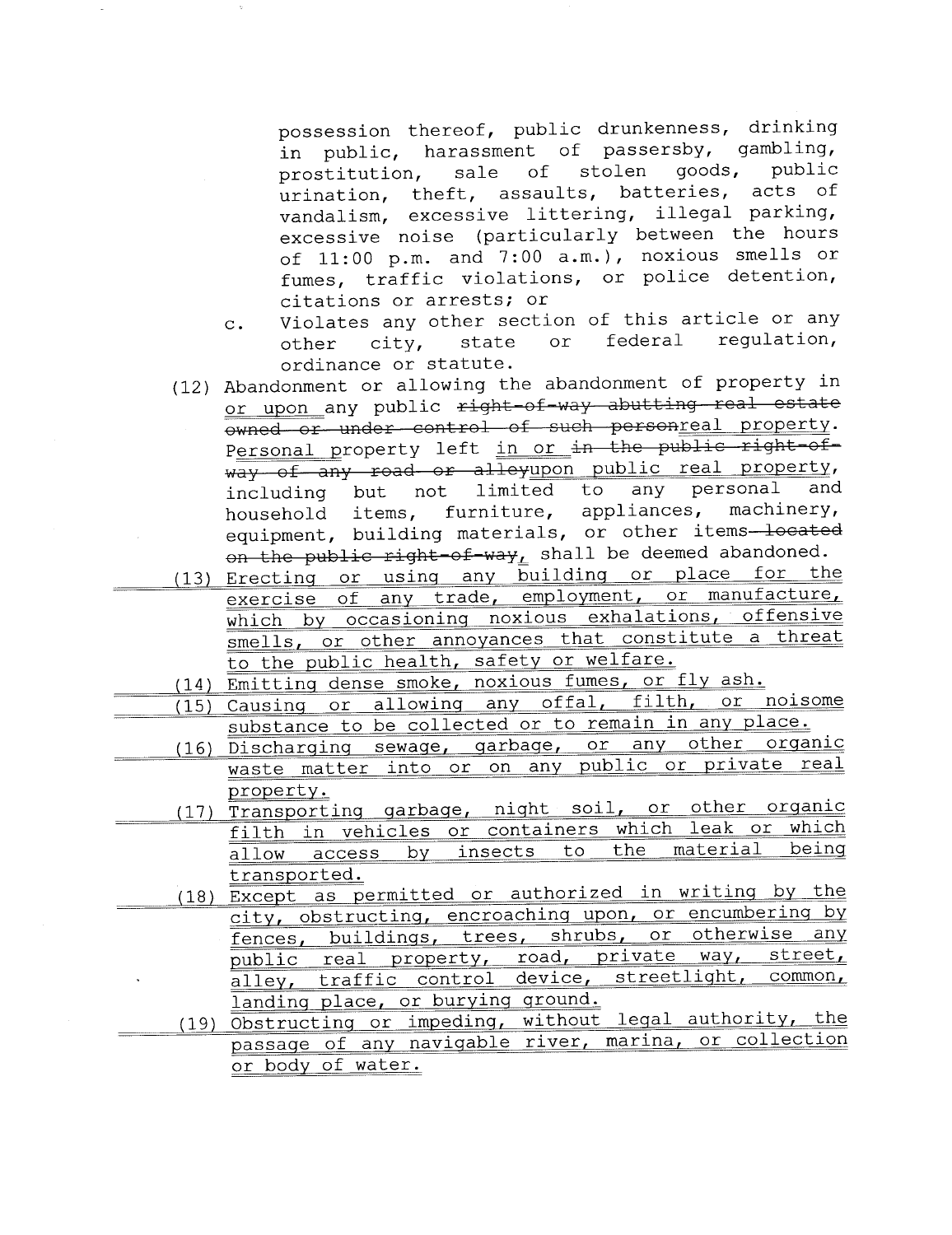possession thereof, public drunkenness, drinking in public, harassment of passersby, gambling, prostitution, sale of stolen goods, public urination, theft, assaults, batteries, acts of vandalism, excessive littering, illegal parking, excessive noise (particularly between the hours of 11:00 p.m. and 7:00 a.m.), noxious smells or fumes, traffic violations, or police detention, citations or arrests; or

c. Violates any other section of this article or any other city, state or federal regulation, ordinance or statute.

(12) Abandonment or allowing the abandonment of property in <u>or upon</u> any public ~~right-of-way abutting real estate owned or under control of such person~~<u>real property</u>. Personal property left <u>in or</u> ~~in the public right-of-way of any road or alley~~<u>upon public real property</u>, including but not limited to any personal and household items, furniture, appliances, machinery, equipment, building materials, or other items ~~located on the public right-of-way~~, shall be deemed abandoned.

<u>(13) Erecting or using any building or place for the exercise of any trade, employment, or manufacture, which by occasioning noxious exhalations, offensive smells, or other annoyances that constitute a threat to the public health, safety or welfare.</u>

<u>(14) Emitting dense smoke, noxious fumes, or fly ash.</u>

<u>(15) Causing or allowing any offal, filth, or noisome substance to be collected or to remain in any place.</u>

<u>(16) Discharging sewage, garbage, or any other organic waste matter into or on any public or private real property.</u>

<u>(17) Transporting garbage, night soil, or other organic filth in vehicles or containers which leak or which allow access by insects to the material being transported.</u>

<u>(18) Except as permitted or authorized in writing by the city, obstructing, encroaching upon, or encumbering by fences, buildings, trees, shrubs, or otherwise any public real property, road, private way, street, alley, traffic control device, streetlight, common, landing place, or burying ground.</u>

<u>(19) Obstructing or impeding, without legal authority, the passage of any navigable river, marina, or collection or body of water.</u>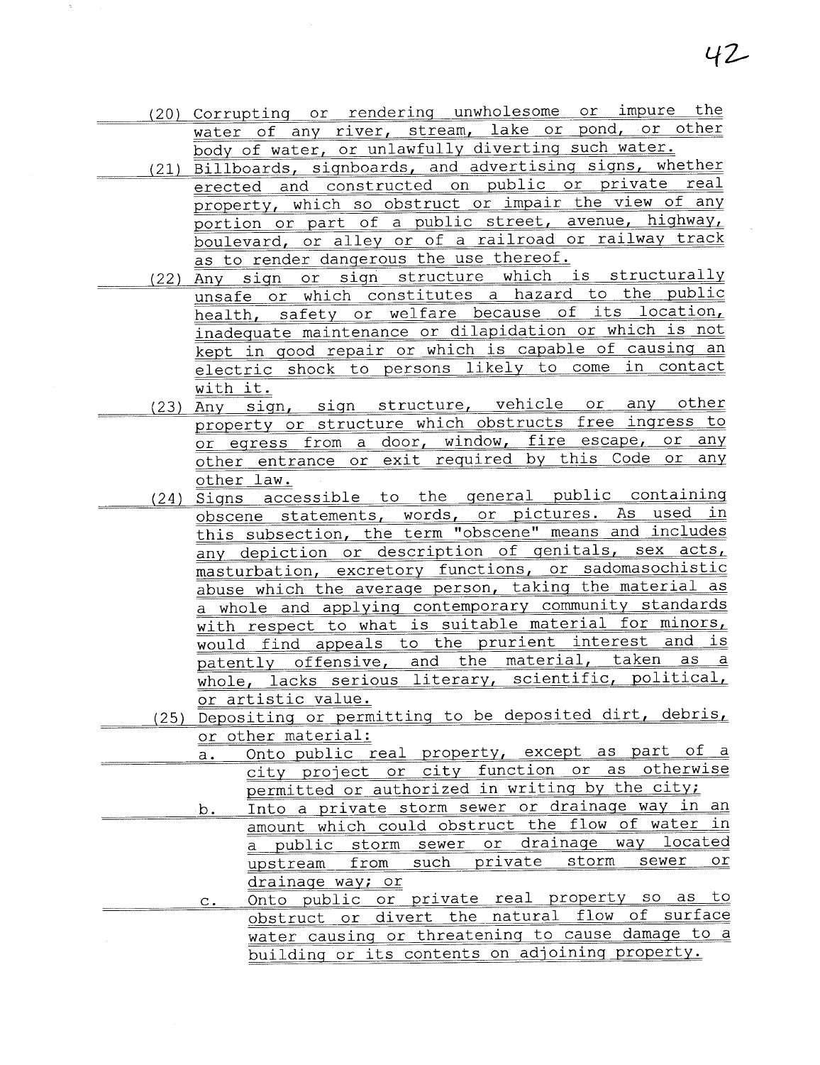(20) Corrupting or rendering unwholesome or impure the water of any river, stream, lake or pond, or other body of water, or unlawfully diverting such water.

(21) Billboards, signboards, and advertising signs, whether erected and constructed on public or private real property, which so obstruct or impair the view of any portion or part of a public street, avenue, highway, boulevard, or alley or of a railroad or railway track as to render dangerous the use thereof.

(22) Any sign or sign structure which is structurally unsafe or which constitutes a hazard to the public health, safety or welfare because of its location, inadequate maintenance or dilapidation or which is not kept in good repair or which is capable of causing an electric shock to persons likely to come in contact with it.

(23) Any sign, sign structure, vehicle or any other property or structure which obstructs free ingress to or egress from a door, window, fire escape, or any other entrance or exit required by this Code or any other law.

(24) Signs accessible to the general public containing obscene statements, words, or pictures. As used in this subsection, the term "obscene" means and includes any depiction or description of genitals, sex acts, masturbation, excretory functions, or sadomasochistic abuse which the average person, taking the material as a whole and applying contemporary community standards with respect to what is suitable material for minors, would find appeals to the prurient interest and is patently offensive, and the material, taken as a whole, lacks serious literary, scientific, political, or artistic value.

(25) Depositing or permitting to be deposited dirt, debris, or other material:

a. Onto public real property, except as part of a city project or city function or as otherwise permitted or authorized in writing by the city;

b. Into a private storm sewer or drainage way in an amount which could obstruct the flow of water in a public storm sewer or drainage way located upstream from such private storm sewer or drainage way; or

c. Onto public or private real property so as to obstruct or divert the natural flow of surface water causing or threatening to cause damage to a building or its contents on adjoining property.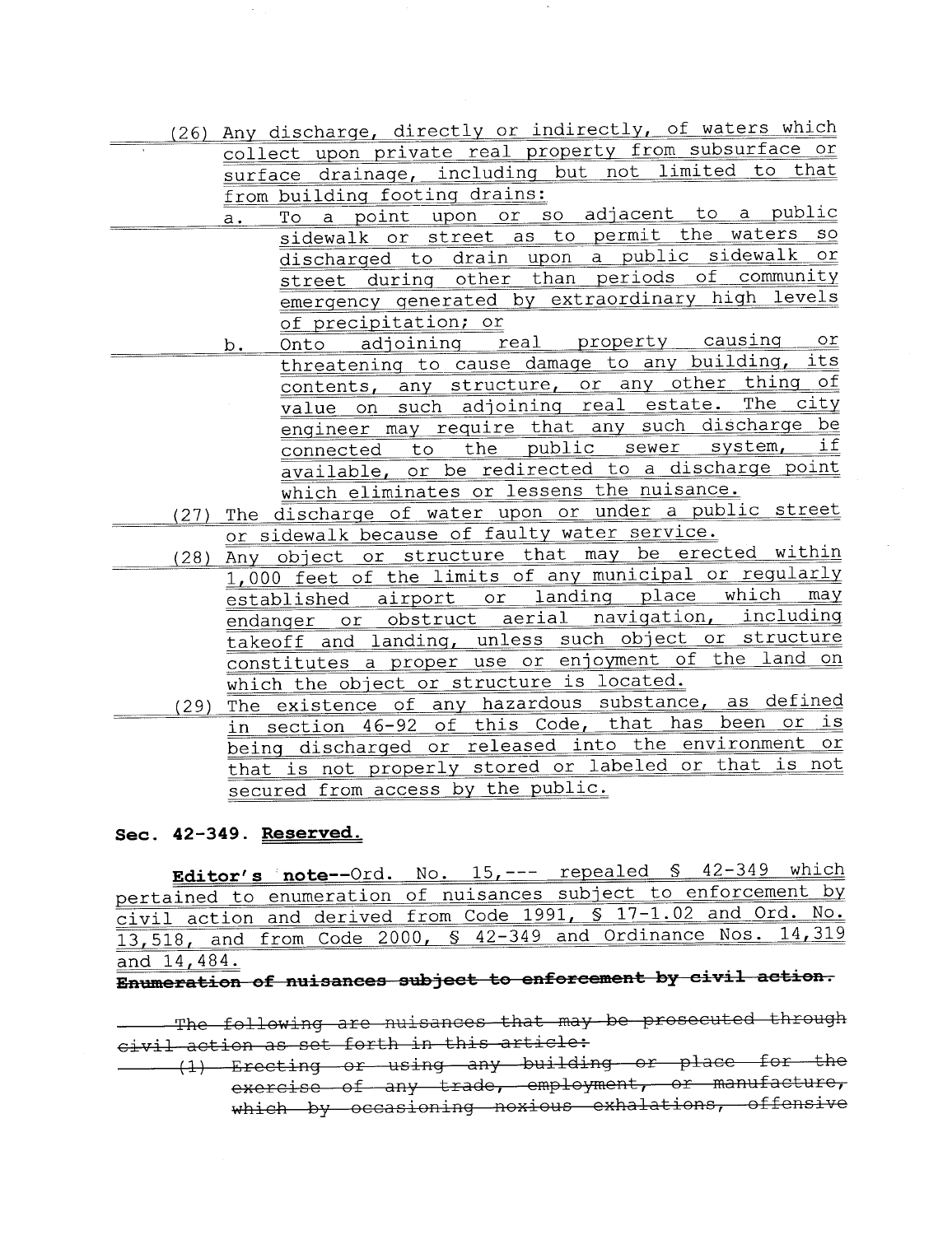(26) Any discharge, directly or indirectly, of waters which collect upon private real property from subsurface or surface drainage, including but not limited to that from building footing drains:

a. To a point upon or so adjacent to a public sidewalk or street as to permit the waters so discharged to drain upon a public sidewalk or street during other than periods of community emergency generated by extraordinary high levels of precipitation; or

b. Onto adjoining real property causing or threatening to cause damage to any building, its contents, any structure, or any other thing of value on such adjoining real estate. The city engineer may require that any such discharge be connected to the public sewer system, if available, or be redirected to a discharge point which eliminates or lessens the nuisance.

(27) The discharge of water upon or under a public street or sidewalk because of faulty water service.

(28) Any object or structure that may be erected within 1,000 feet of the limits of any municipal or regularly established airport or landing place which may endanger or obstruct aerial navigation, including takeoff and landing, unless such object or structure constitutes a proper use or enjoyment of the land on which the object or structure is located.

(29) The existence of any hazardous substance, as defined in section 46-92 of this Code, that has been or is being discharged or released into the environment or that is not properly stored or labeled or that is not secured from access by the public.

**Sec. 42-349. Reserved.**

**Editor's note**--Ord. No. 15,--- repealed § 42-349 which pertained to enumeration of nuisances subject to enforcement by civil action and derived from Code 1991, § 17-1.02 and Ord. No. 13,518, and from Code 2000, § 42-349 and Ordinance Nos. 14,319 and 14,484.

~~**Enumeration of nuisances subject to enforcement by civil action.**~~

~~The following are nuisances that may be prosecuted through civil action as set forth in this article:~~

~~(1) Erecting or using any building or place for the exercise of any trade, employment, or manufacture, which by occasioning noxious exhalations, offensive~~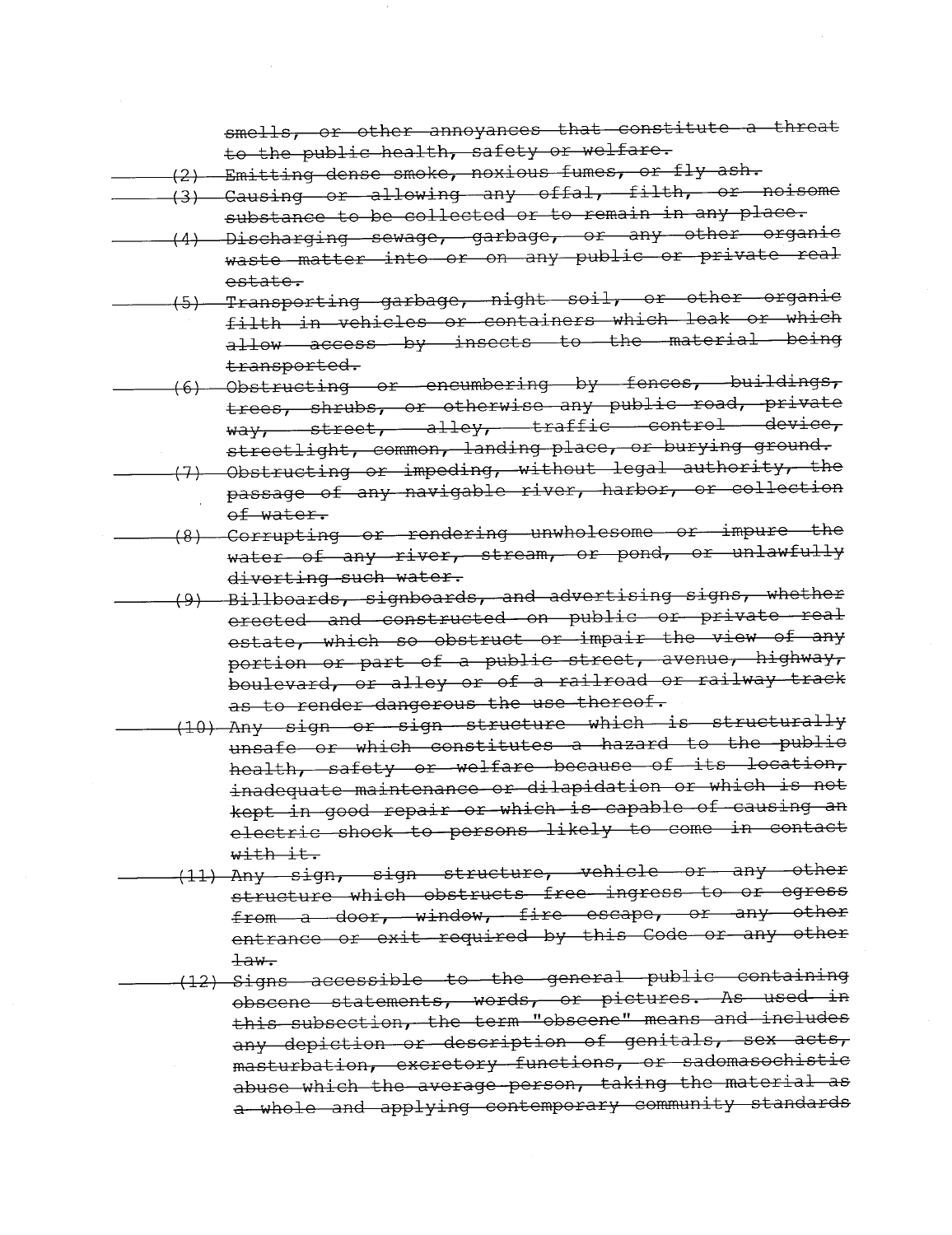~~smells, or other annoyances that constitute a threat to the public health, safety or welfare.~~

~~(2) Emitting dense smoke, noxious fumes, or fly ash.~~

~~(3) Causing or allowing any offal, filth, or noisome substance to be collected or to remain in any place.~~

~~(4) Discharging sewage, garbage, or any other organic waste matter into or on any public or private real estate.~~

~~(5) Transporting garbage, night soil, or other organic filth in vehicles or containers which leak or which allow access by insects to the material being transported.~~

~~(6) Obstructing or encumbering by fences, buildings, trees, shrubs, or otherwise any public road, private way, street, alley, traffic control device, streetlight, common, landing place, or burying ground.~~

~~(7) Obstructing or impeding, without legal authority, the passage of any navigable river, harbor, or collection of water.~~

~~(8) Corrupting or rendering unwholesome or impure the water of any river, stream, or pond, or unlawfully diverting such water.~~

~~(9) Billboards, signboards, and advertising signs, whether erected and constructed on public or private real estate, which so obstruct or impair the view of any portion or part of a public street, avenue, highway, boulevard, or alley or of a railroad or railway track as to render dangerous the use thereof.~~

~~(10) Any sign or sign structure which is structurally unsafe or which constitutes a hazard to the public health, safety or welfare because of its location, inadequate maintenance or dilapidation or which is not kept in good repair or which is capable of causing an electric shock to persons likely to come in contact with it.~~

~~(11) Any sign, sign structure, vehicle or any other structure which obstructs free ingress to or egress from a door, window, fire escape, or any other entrance or exit required by this Code or any other law.~~

~~(12) Signs accessible to the general public containing obscene statements, words, or pictures. As used in this subsection, the term "obscene" means and includes any depiction or description of genitals, sex acts, masturbation, excretory functions, or sadomasochistic abuse which the average person, taking the material as a whole and applying contemporary community standards~~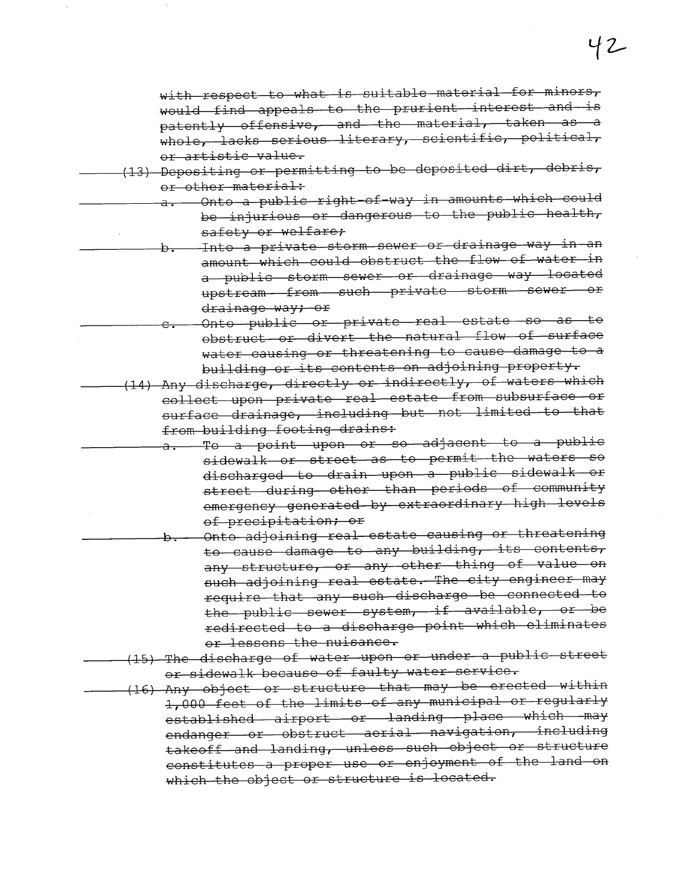~~with respect to what is suitable material for minors, would find appeals to the prurient interest and is patently offensive, and the material, taken as a whole, lacks serious literary, scientific, political, or artistic value.~~

~~(13) Depositing or permitting to be deposited dirt, debris, or other material:~~

~~a. Onto a public right-of-way in amounts which could be injurious or dangerous to the public health, safety or welfare;~~

~~b. Into a private storm sewer or drainage way in an amount which could obstruct the flow of water in a public storm sewer or drainage way located upstream from such private storm sewer or drainage way; or~~

~~c. Onto public or private real estate so as to obstruct or divert the natural flow of surface water causing or threatening to cause damage to a building or its contents on adjoining property.~~

~~(14) Any discharge, directly or indirectly, of waters which collect upon private real estate from subsurface or surface drainage, including but not limited to that from building footing drains:~~

~~a. To a point upon or so adjacent to a public sidewalk or street as to permit the waters so discharged to drain upon a public sidewalk or street during other than periods of community emergency generated by extraordinary high levels of precipitation; or~~

~~b. Onto adjoining real estate causing or threatening to cause damage to any building, its contents, any structure, or any other thing of value on such adjoining real estate. The city engineer may require that any such discharge be connected to the public sewer system, if available, or be redirected to a discharge point which eliminates or lessens the nuisance.~~

~~(15) The discharge of water upon or under a public street or sidewalk because of faulty water service.~~

~~(16) Any object or structure that may be erected within 1,000 feet of the limits of any municipal or regularly established airport or landing place which may endanger or obstruct aerial navigation, including takeoff and landing, unless such object or structure constitutes a proper use or enjoyment of the land on which the object or structure is located.~~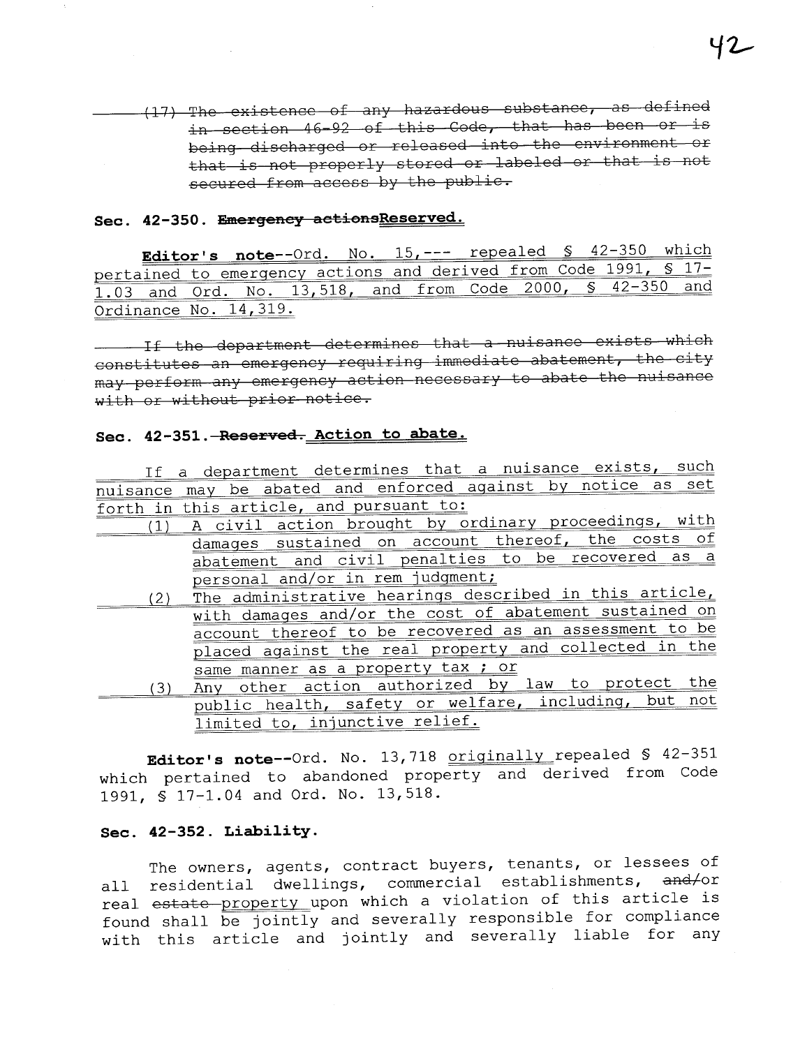~~(17) The existence of any hazardous substance, as defined in section 46-92 of this Code, that has been or is being discharged or released into the environment or that is not properly stored or labeled or that is not secured from access by the public.~~

**Sec. 42-350. ~~Emergency actions~~Reserved.**

**Editor's note**--Ord. No. 15,--- repealed § 42-350 which pertained to emergency actions and derived from Code 1991, § 17-1.03 and Ord. No. 13,518, and from Code 2000, § 42-350 and Ordinance No. 14,319.

~~If the department determines that a nuisance exists which constitutes an emergency requiring immediate abatement, the city may perform any emergency action necessary to abate the nuisance with or without prior notice.~~

**Sec. 42-351. ~~Reserved.~~ Action to abate.**

If a department determines that a nuisance exists, such nuisance may be abated and enforced against by notice as set forth in this article, and pursuant to:

(1) A civil action brought by ordinary proceedings, with damages sustained on account thereof, the costs of abatement and civil penalties to be recovered as a personal and/or in rem judgment;

(2) The administrative hearings described in this article, with damages and/or the cost of abatement sustained on account thereof to be recovered as an assessment to be placed against the real property and collected in the same manner as a property tax ; or

(3) Any other action authorized by law to protect the public health, safety or welfare, including, but not limited to, injunctive relief.

**Editor's note**--Ord. No. 13,718 originally repealed § 42-351 which pertained to abandoned property and derived from Code 1991, § 17-1.04 and Ord. No. 13,518.

**Sec. 42-352. Liability.**

The owners, agents, contract buyers, tenants, or lessees of all residential dwellings, commercial establishments, ~~and/~~or real ~~estate~~ property upon which a violation of this article is found shall be jointly and severally responsible for compliance with this article and jointly and severally liable for any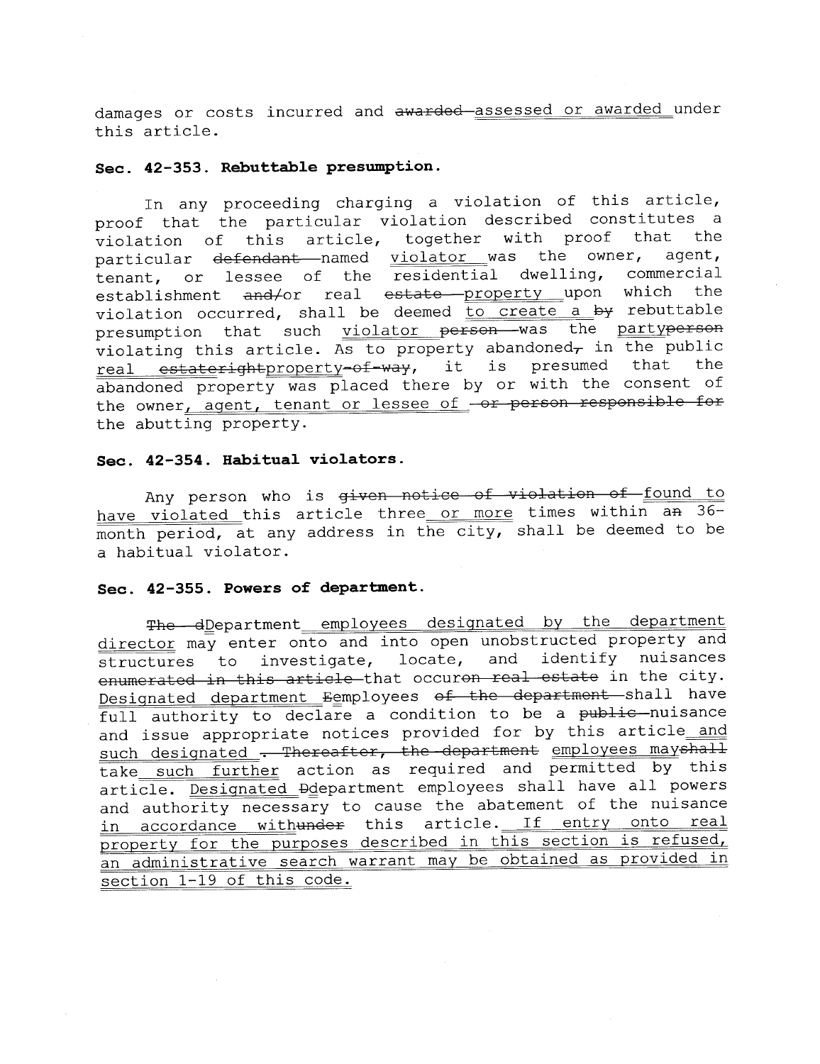damages or costs incurred and ~~awarded~~ <u>assessed or awarded</u> under this article.

**Sec. 42-353. Rebuttable presumption.**

In any proceeding charging a violation of this article, proof that the particular violation described constitutes a violation of this article, together with proof that the particular ~~defendant~~ named <u>violator</u> was the owner, agent, tenant, or lessee of the residential dwelling, commercial establishment ~~and/~~or real ~~estate~~ <u>property</u> upon which the violation occurred, shall be deemed <u>to create a</u> ~~by~~ rebuttable presumption that such <u>violator</u> ~~person~~ was the <u>party</u>~~person~~ violating this article. As to property abandoned~~,~~ in the public <u>real</u> ~~estateright~~<u>property</u>~~-of-way~~, it is presumed that the abandoned property was placed there by or with the consent of the owner<u>, agent, tenant or lessee of</u> ~~or person responsible for~~ the abutting property.

**Sec. 42-354. Habitual violators.**

Any person who is ~~given notice of violation of~~ <u>found to have violated</u> this article three<u> or more</u> times within a~~n~~ 36-month period, at any address in the city, shall be deemed to be a habitual violator.

**Sec. 42-355. Powers of department.**

~~The d~~<u>D</u>epartment<u> employees designated by the department director</u> may enter onto and into open unobstructed property and structures to investigate, locate, and identify nuisances ~~enumerated in this article~~ that occur~~on real estate~~ in the city. <u>Designated department </u>~~E~~<u>e</u>mployees ~~of the department~~ shall have full authority to declare a condition to be a ~~public~~ nuisance and issue appropriate notices provided for by this article<u> and such designated</u> ~~. Thereafter, the department~~ <u>employees may</u>~~shall~~ take<u> such further</u> action as required and permitted by this article. <u>Designated</u> ~~D~~<u>d</u>epartment employees shall have all powers and authority necessary to cause the abatement of the nuisance <u>in accordance with</u>~~under~~ this article.<u> If entry onto real property for the purposes described in this section is refused, an administrative search warrant may be obtained as provided in section 1-19 of this code.</u>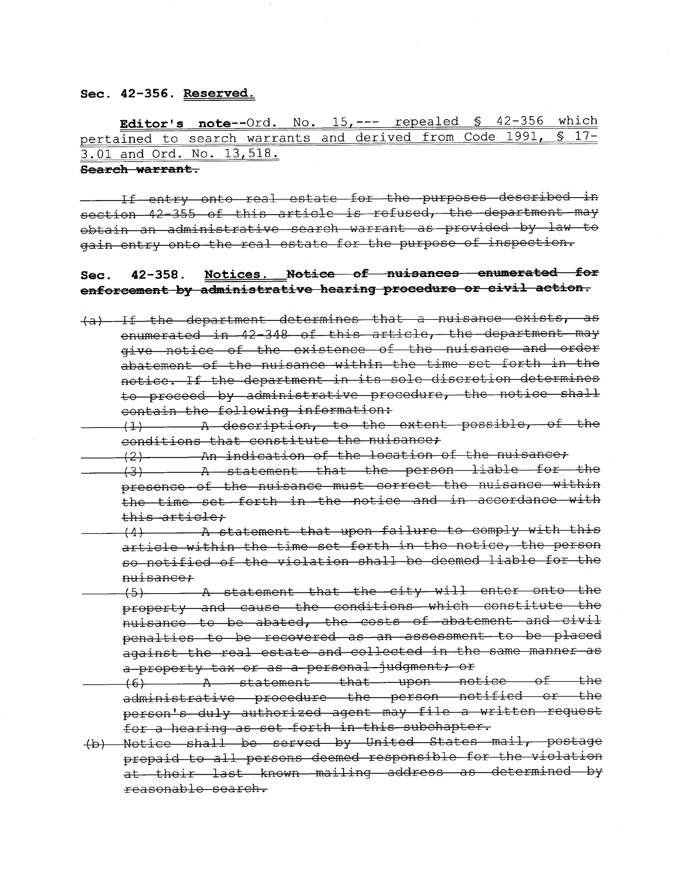**Sec. 42-356. Reserved.**

**Editor's note**--Ord. No. 15,--- repealed § 42-356 which pertained to search warrants and derived from Code 1991, § 17-3.01 and Ord. No. 13,518.

~~**Search warrant.**~~

~~If entry onto real estate for the purposes described in section 42-355 of this article is refused, the department may obtain an administrative search warrant as provided by law to gain entry onto the real estate for the purpose of inspection.~~

**Sec. 42-358. Notices.** ~~**Notice of nuisances enumerated for enforcement by administrative hearing procedure or civil action.**~~

~~(a) If the department determines that a nuisance exists, as enumerated in 42-348 of this article, the department may give notice of the existence of the nuisance and order abatement of the nuisance within the time set forth in the notice. If the department in its sole discretion determines to proceed by administrative procedure, the notice shall contain the following information:~~

~~(1) A description, to the extent possible, of the conditions that constitute the nuisance;~~

~~(2) An indication of the location of the nuisance;~~

~~(3) A statement that the person liable for the presence of the nuisance must correct the nuisance within the time set forth in the notice and in accordance with this article;~~

~~(4) A statement that upon failure to comply with this article within the time set forth in the notice, the person so notified of the violation shall be deemed liable for the nuisance;~~

~~(5) A statement that the city will enter onto the property and cause the conditions which constitute the nuisance to be abated, the costs of abatement and civil penalties to be recovered as an assessment to be placed against the real estate and collected in the same manner as a property tax or as a personal judgment; or~~

~~(6) A statement that upon notice of the administrative procedure the person notified or the person's duly authorized agent may file a written request for a hearing as set forth in this subchapter.~~

~~(b) Notice shall be served by United States mail, postage prepaid to all persons deemed responsible for the violation at their last known mailing address as determined by reasonable search.~~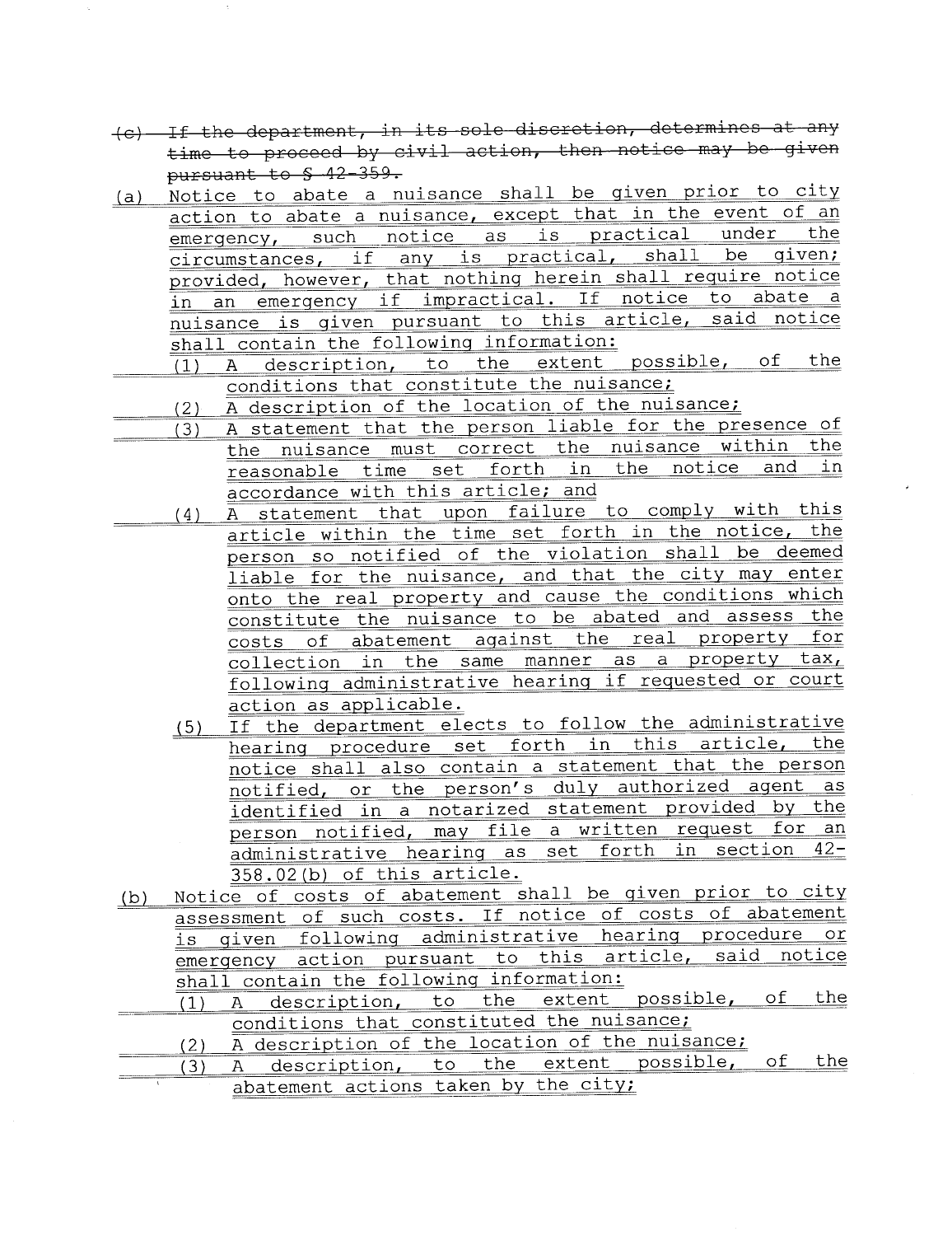~~(c) If the department, in its sole discretion, determines at any time to proceed by civil action, then notice may be given pursuant to § 42-359.~~

(a) Notice to abate a nuisance shall be given prior to city action to abate a nuisance, except that in the event of an emergency, such notice as is practical under the circumstances, if any is practical, shall be given; provided, however, that nothing herein shall require notice in an emergency if impractical. If notice to abate a nuisance is given pursuant to this article, said notice shall contain the following information:

  (1) A description, to the extent possible, of the conditions that constitute the nuisance;

  (2) A description of the location of the nuisance;

  (3) A statement that the person liable for the presence of the nuisance must correct the nuisance within the reasonable time set forth in the notice and in accordance with this article; and

  (4) A statement that upon failure to comply with this article within the time set forth in the notice, the person so notified of the violation shall be deemed liable for the nuisance, and that the city may enter onto the real property and cause the conditions which constitute the nuisance to be abated and assess the costs of abatement against the real property for collection in the same manner as a property tax, following administrative hearing if requested or court action as applicable.

  (5) If the department elects to follow the administrative hearing procedure set forth in this article, the notice shall also contain a statement that the person notified, or the person's duly authorized agent as identified in a notarized statement provided by the person notified, may file a written request for an administrative hearing as set forth in section 42-358.02(b) of this article.

(b) Notice of costs of abatement shall be given prior to city assessment of such costs. If notice of costs of abatement is given following administrative hearing procedure or emergency action pursuant to this article, said notice shall contain the following information:

  (1) A description, to the extent possible, of the conditions that constituted the nuisance;

  (2) A description of the location of the nuisance;

  (3) A description, to the extent possible, of the abatement actions taken by the city;